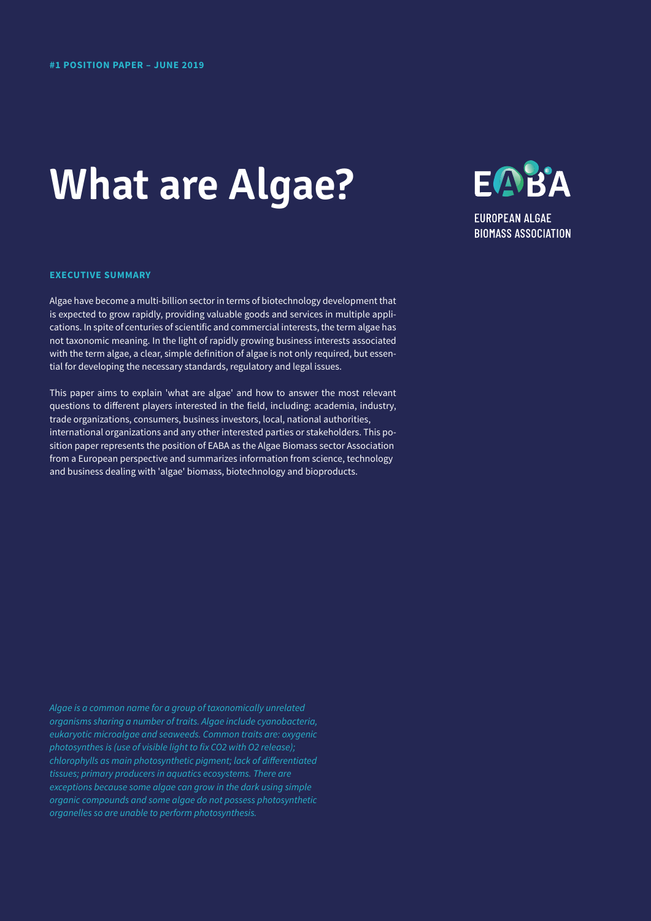**#1 POSITION PAPER – JUNE 2019**

# What are Algae?

EABA

EUROPEAN ALGAE BIOMASS ASSOCIATION

**EXECUTIVE SUMMARY**

Algae have become a multi-billion sector in terms of biotechnology development that is expected to grow rapidly, providing valuable goods and services in multiple applications. In spite of centuries of scientific and commercial interests, the term algae has not taxonomic meaning. In the light of rapidly growing business interests associated with the term algae, a clear, simple definition of algae is not only required, but essential for developing the necessary standards, regulatory and legal issues.

This paper aims to explain 'what are algae' and how to answer the most relevant questions to different players interested in the field, including: academia, industry, trade organizations, consumers, business investors, local, national authorities, international organizations and any other interested parties or stakeholders. This position paper represents the position of EABA as the Algae Biomass sector Association from a European perspective and summarizes information from science, technology and business dealing with 'algae' biomass, biotechnology and bioproducts.

*Algae is a common name for a group of taxonomically unrelated organisms sharing a number of traits. Algae include cyanobacteria, eukaryotic microalgae and seaweeds. Common traits are: oxygenic photosynthes is (use of visible light to fix CO2 with O2 release); chlorophylls as main photosynthetic pigment; lack of differentiated tissues; primary producers in aquatics ecosystems. There are exceptions because some algae can grow in the dark using simple organic compounds and some algae do not possess photosynthetic organelles so are unable to perform photosynthesis.*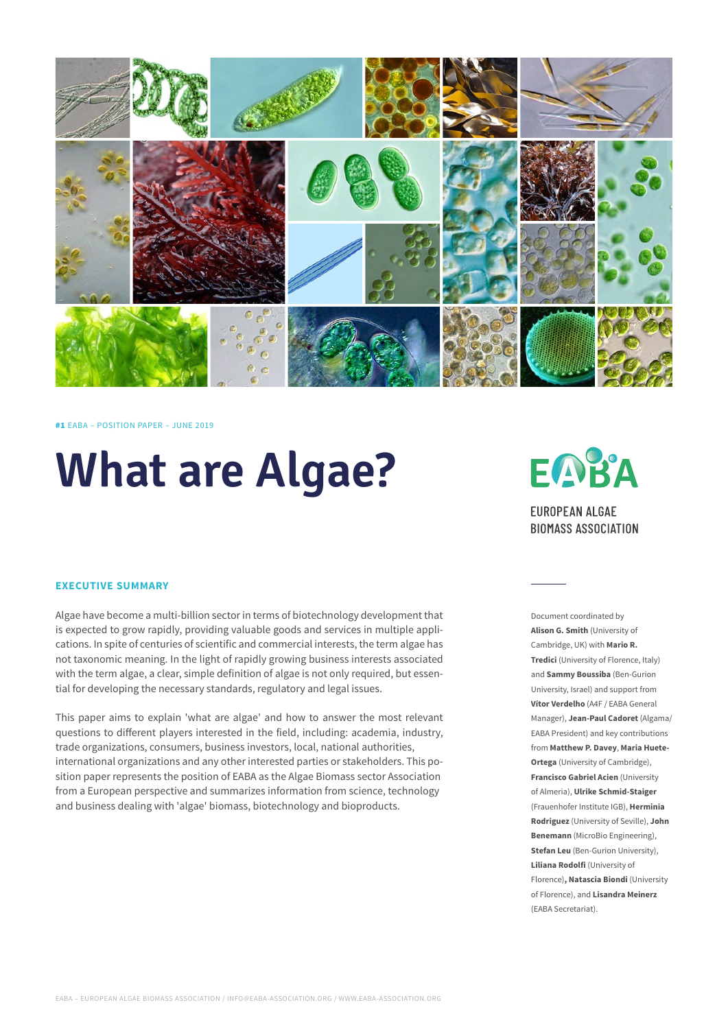**#1** EABA – POSITION PAPER – JUNE 2019

# What are Algae?

EUROPEAN ALGAE BIOMASS ASSOCIATION

## EXECUTIVE SUMMARY

Algae have become a multi-billion sector in terms of biotechnology development that is expected to grow rapidly, providing valuable goods and services in multiple applications. In spite of centuries of scientific and commercial interests, the term algae has not taxonomic meaning. In the light of rapidly growing business interests associated with the term algae, a clear, simple definition of algae is not only required, but essential for developing the necessary standards, regulatory and legal issues.

This paper aims to explain 'what are algae' and how to answer the most relevant questions to different players interested in the field, including: academia, industry, trade organizations, consumers, business investors, local, national authorities, international organizations and any other interested parties or stakeholders. This position paper represents the position of EABA as the Algae Biomass sector Association from a European perspective and summarizes information from science, technology and business dealing with 'algae' biomass, biotechnology and bioproducts.

Document coordinated by **Alison G. Smith** (University of Cambridge, UK) with **Mario R. Tredici** (University of Florence, Italy) and **Sammy Boussiba** (Ben-Gurion University, Israel) and support from **Vítor Verdelho** (A4F / EABA General Manager), **Jean-Paul Cadoret** (Algama/ EABA President) and key contributions from **Matthew P. Davey**, **Maria Huete-Ortega** (University of Cambridge), **Francisco Gabriel Acien** (University of Almeria), **Ulrike Schmid-Staiger** (Frauenhofer Institute IGB), **Herminia Rodriguez** (University of Seville), **John Benemann** (MicroBio Engineering), **Stefan Leu** (Ben-Gurion University), **Liliana Rodolfi** (University of Florence)**, Natascia Biondi** (University of Florence), and **Lisandra Meinerz** (EABA Secretariat).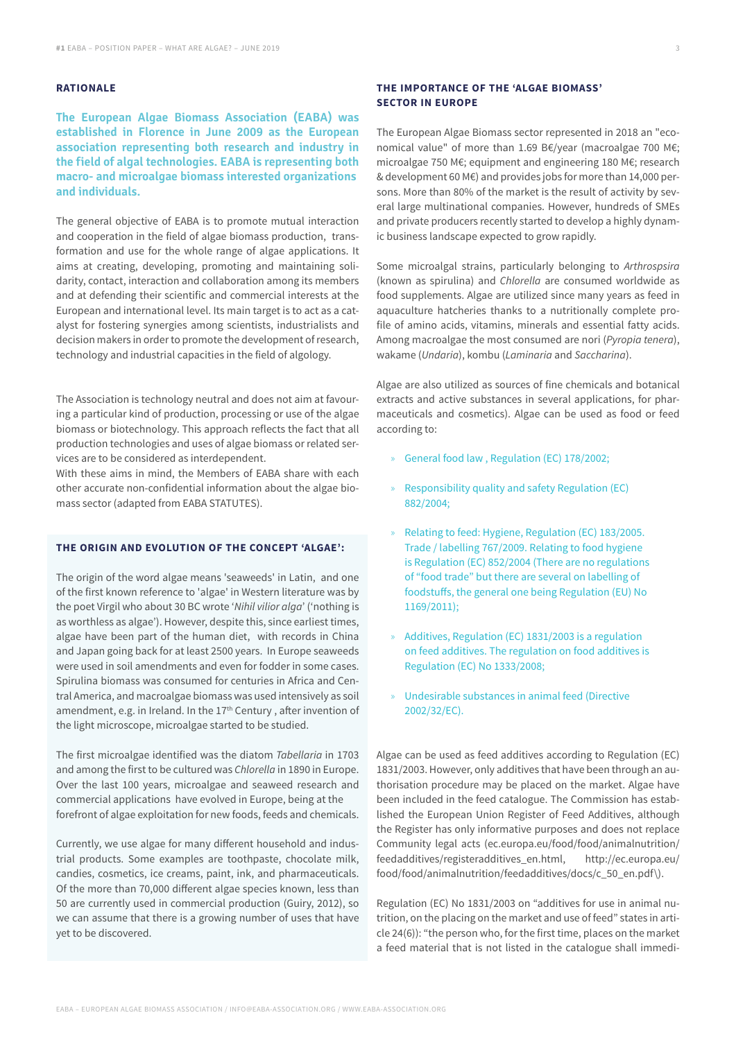## RATIONALE

**The European Algae Biomass Association (EABA) was established in Florence in June 2009 as the European association representing both research and industry in the field of algal technologies. EABA is representing both macro- and microalgae biomass interested organizations and individuals.**

The general objective of EABA is to promote mutual interaction and cooperation in the field of algae biomass production, transformation and use for the whole range of algae applications. It aims at creating, developing, promoting and maintaining solidarity, contact, interaction and collaboration among its members and at defending their scientific and commercial interests at the European and international level. Its main target is to act as a catalyst for fostering synergies among scientists, industrialists and decision makers in order to promote the development of research, technology and industrial capacities in the field of algology.

The Association is technology neutral and does not aim at favouring a particular kind of production, processing or use of the algae biomass or biotechnology. This approach reflects the fact that all production technologies and uses of algae biomass or related services are to be considered as interdependent.
With these aims in mind, the Members of EABA share with each other accurate non-confidential information about the algae biomass sector (adapted from EABA STATUTES).

### THE ORIGIN AND EVOLUTION OF THE CONCEPT 'ALGAE':

The origin of the word algae means 'seaweeds' in Latin, and one of the first known reference to 'algae' in Western literature was by the poet Virgil who about 30 BC wrote '*Nihil vilior alga*' ('nothing is as worthless as algae'). However, despite this, since earliest times, algae have been part of the human diet, with records in China and Japan going back for at least 2500 years. In Europe seaweeds were used in soil amendments and even for fodder in some cases. Spirulina biomass was consumed for centuries in Africa and Central America, and macroalgae biomass was used intensively as soil amendment, e.g. in Ireland. In the 17th Century, after invention of the light microscope, microalgae started to be studied.

The first microalgae identified was the diatom *Tabellaria* in 1703 and among the first to be cultured was *Chlorella* in 1890 in Europe. Over the last 100 years, microalgae and seaweed research and commercial applications have evolved in Europe, being at the forefront of algae exploitation for new foods, feeds and chemicals.

Currently, we use algae for many different household and industrial products. Some examples are toothpaste, chocolate milk, candies, cosmetics, ice creams, paint, ink, and pharmaceuticals. Of the more than 70,000 different algae species known, less than 50 are currently used in commercial production (Guiry, 2012), so we can assume that there is a growing number of uses that have yet to be discovered.

## THE IMPORTANCE OF THE 'ALGAE BIOMASS' SECTOR IN EUROPE

The European Algae Biomass sector represented in 2018 an "economical value" of more than 1.69 B€/year (macroalgae 700 M€; microalgae 750 M€; equipment and engineering 180 M€; research & development 60 M€) and provides jobs for more than 14,000 persons. More than 80% of the market is the result of activity by several large multinational companies. However, hundreds of SMEs and private producers recently started to develop a highly dynamic business landscape expected to grow rapidly.

Some microalgal strains, particularly belonging to *Arthrospsira* (known as spirulina) and *Chlorella* are consumed worldwide as food supplements. Algae are utilized since many years as feed in aquaculture hatcheries thanks to a nutritionally complete profile of amino acids, vitamins, minerals and essential fatty acids. Among macroalgae the most consumed are nori (*Pyropia tenera*), wakame (*Undaria*), kombu (*Laminaria* and *Saccharina*).

Algae are also utilized as sources of fine chemicals and botanical extracts and active substances in several applications, for pharmaceuticals and cosmetics). Algae can be used as food or feed according to:

- General food law , Regulation (EC) 178/2002;
- Responsibility quality and safety Regulation (EC) 882/2004;
- Relating to feed: Hygiene, Regulation (EC) 183/2005. Trade / labelling 767/2009. Relating to food hygiene is Regulation (EC) 852/2004 (There are no regulations of "food trade" but there are several on labelling of foodstuffs, the general one being Regulation (EU) No 1169/2011);
- Additives, Regulation (EC) 1831/2003 is a regulation on feed additives. The regulation on food additives is Regulation (EC) No 1333/2008;
- Undesirable substances in animal feed (Directive 2002/32/EC).

Algae can be used as feed additives according to Regulation (EC) 1831/2003. However, only additives that have been through an authorisation procedure may be placed on the market. Algae have been included in the feed catalogue. The Commission has established the European Union Register of Feed Additives, although the Register has only informative purposes and does not replace Community legal acts (ec.europa.eu/food/food/animalnutrition/feedadditives/registeradditives_en.html, http://ec.europa.eu/food/food/animalnutrition/feedadditives/docs/c_50_en.pdf\).

Regulation (EC) No 1831/2003 on "additives for use in animal nutrition, on the placing on the market and use of feed" states in article 24(6)): "the person who, for the first time, places on the market a feed material that is not listed in the catalogue shall immedi-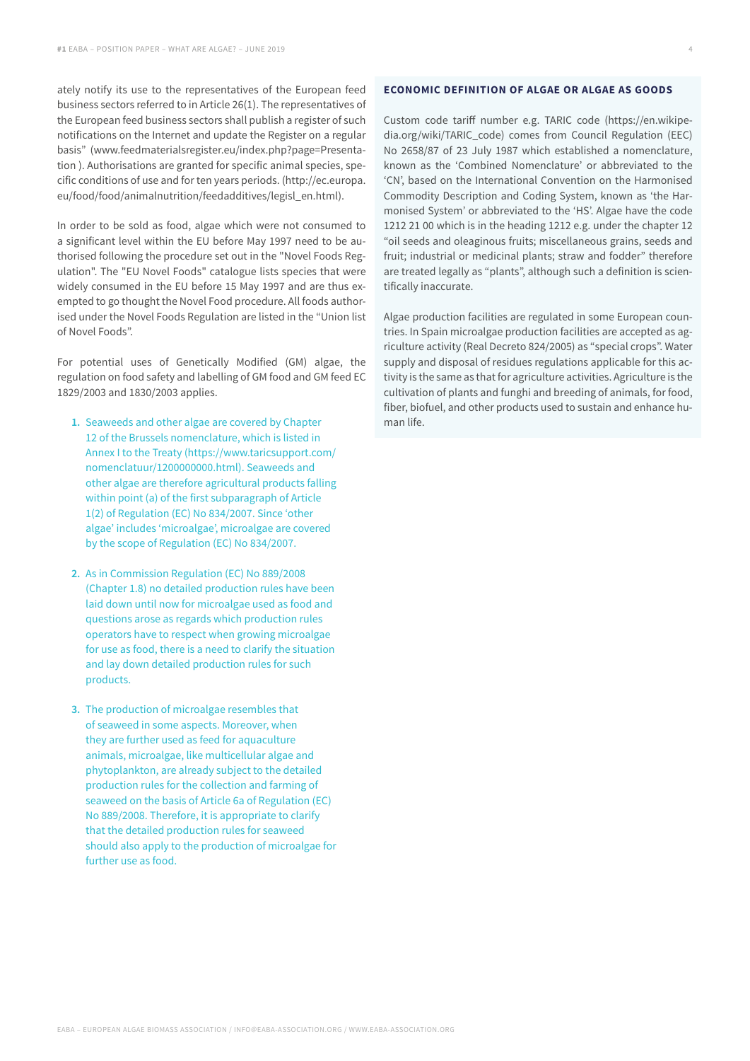ately notify its use to the representatives of the European feed business sectors referred to in Article 26(1). The representatives of the European feed business sectors shall publish a register of such notifications on the Internet and update the Register on a regular basis" (www.feedmaterialsregister.eu/index.php?page=Presentation ). Authorisations are granted for specific animal species, specific conditions of use and for ten years periods. (http://ec.europa.eu/food/food/animalnutrition/feedadditives/legisl_en.html).

In order to be sold as food, algae which were not consumed to a significant level within the EU before May 1997 need to be authorised following the procedure set out in the "Novel Foods Regulation". The "EU Novel Foods" catalogue lists species that were widely consumed in the EU before 15 May 1997 and are thus exempted to go thought the Novel Food procedure. All foods authorised under the Novel Foods Regulation are listed in the "Union list of Novel Foods".

For potential uses of Genetically Modified (GM) algae, the regulation on food safety and labelling of GM food and GM feed EC 1829/2003 and 1830/2003 applies.

1. Seaweeds and other algae are covered by Chapter 12 of the Brussels nomenclature, which is listed in Annex I to the Treaty (https://www.taricsupport.com/nomenclatuur/1200000000.html). Seaweeds and other algae are therefore agricultural products falling within point (a) of the first subparagraph of Article 1(2) of Regulation (EC) No 834/2007. Since 'other algae' includes 'microalgae', microalgae are covered by the scope of Regulation (EC) No 834/2007.

2. As in Commission Regulation (EC) No 889/2008 (Chapter 1.8) no detailed production rules have been laid down until now for microalgae used as food and questions arose as regards which production rules operators have to respect when growing microalgae for use as food, there is a need to clarify the situation and lay down detailed production rules for such products.

3. The production of microalgae resembles that of seaweed in some aspects. Moreover, when they are further used as feed for aquaculture animals, microalgae, like multicellular algae and phytoplankton, are already subject to the detailed production rules for the collection and farming of seaweed on the basis of Article 6a of Regulation (EC) No 889/2008. Therefore, it is appropriate to clarify that the detailed production rules for seaweed should also apply to the production of microalgae for further use as food.

## ECONOMIC DEFINITION OF ALGAE OR ALGAE AS GOODS

Custom code tariff number e.g. TARIC code (https://en.wikipedia.org/wiki/TARIC_code) comes from Council Regulation (EEC) No 2658/87 of 23 July 1987 which established a nomenclature, known as the 'Combined Nomenclature' or abbreviated to the 'CN', based on the International Convention on the Harmonised Commodity Description and Coding System, known as 'the Harmonised System' or abbreviated to the 'HS'. Algae have the code 1212 21 00 which is in the heading 1212 e.g. under the chapter 12 "oil seeds and oleaginous fruits; miscellaneous grains, seeds and fruit; industrial or medicinal plants; straw and fodder" therefore are treated legally as "plants", although such a definition is scientifically inaccurate.

Algae production facilities are regulated in some European countries. In Spain microalgae production facilities are accepted as agriculture activity (Real Decreto 824/2005) as "special crops". Water supply and disposal of residues regulations applicable for this activity is the same as that for agriculture activities. Agriculture is the cultivation of plants and funghi and breeding of animals, for food, fiber, biofuel, and other products used to sustain and enhance human life.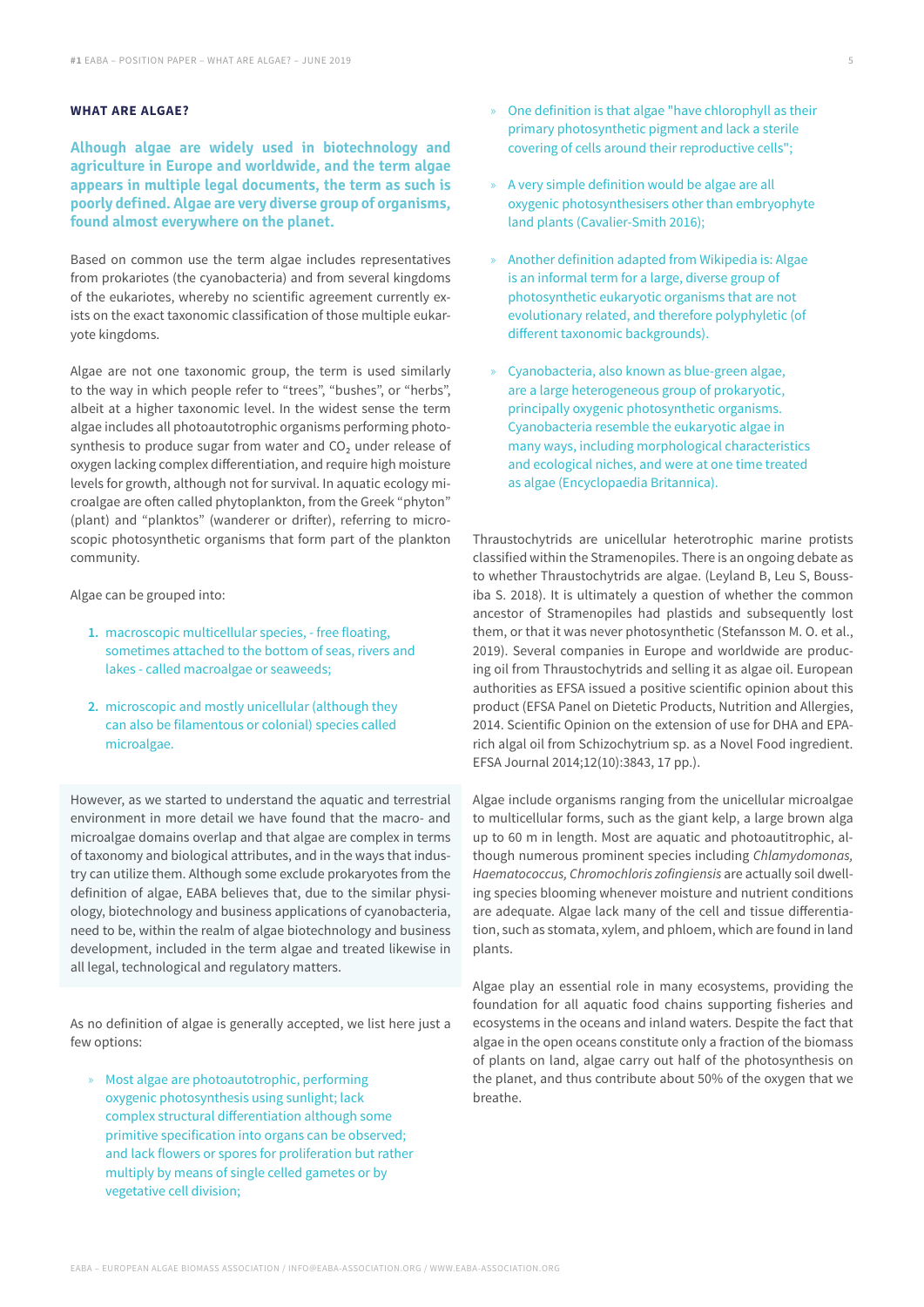## WHAT ARE ALGAE?

**Although algae are widely used in biotechnology and agriculture in Europe and worldwide, and the term algae appears in multiple legal documents, the term as such is poorly defined. Algae are very diverse group of organisms, found almost everywhere on the planet.**

Based on common use the term algae includes representatives from prokariotes (the cyanobacteria) and from several kingdoms of the eukariotes, whereby no scientific agreement currently exists on the exact taxonomic classification of those multiple eukaryote kingdoms.

Algae are not one taxonomic group, the term is used similarly to the way in which people refer to "trees", "bushes", or "herbs", albeit at a higher taxonomic level. In the widest sense the term algae includes all photoautotrophic organisms performing photosynthesis to produce sugar from water and $CO_2$ under release of oxygen lacking complex differentiation, and require high moisture levels for growth, although not for survival. In aquatic ecology microalgae are often called phytoplankton, from the Greek "phyton" (plant) and "planktos" (wanderer or drifter), referring to microscopic photosynthetic organisms that form part of the plankton community.

Algae can be grouped into:

1. macroscopic multicellular species, - free floating, sometimes attached to the bottom of seas, rivers and lakes - called macroalgae or seaweeds;
2. microscopic and mostly unicellular (although they can also be filamentous or colonial) species called microalgae.

However, as we started to understand the aquatic and terrestrial environment in more detail we have found that the macro- and microalgae domains overlap and that algae are complex in terms of taxonomy and biological attributes, and in the ways that industry can utilize them. Although some exclude prokaryotes from the definition of algae, EABA believes that, due to the similar physiology, biotechnology and business applications of cyanobacteria, need to be, within the realm of algae biotechnology and business development, included in the term algae and treated likewise in all legal, technological and regulatory matters.

As no definition of algae is generally accepted, we list here just a few options:

- Most algae are photoautotrophic, performing oxygenic photosynthesis using sunlight; lack complex structural differentiation although some primitive specification into organs can be observed; and lack flowers or spores for proliferation but rather multiply by means of single celled gametes or by vegetative cell division;
- One definition is that algae "have chlorophyll as their primary photosynthetic pigment and lack a sterile covering of cells around their reproductive cells";
- A very simple definition would be algae are all oxygenic photosynthesisers other than embryophyte land plants (Cavalier-Smith 2016);
- Another definition adapted from Wikipedia is: Algae is an informal term for a large, diverse group of photosynthetic eukaryotic organisms that are not evolutionary related, and therefore polyphyletic (of different taxonomic backgrounds).
- Cyanobacteria, also known as blue-green algae, are a large heterogeneous group of prokaryotic, principally oxygenic photosynthetic organisms. Cyanobacteria resemble the eukaryotic algae in many ways, including morphological characteristics and ecological niches, and were at one time treated as algae (Encyclopaedia Britannica).

Thraustochytrids are unicellular heterotrophic marine protists classified within the Stramenopiles. There is an ongoing debate as to whether Thraustochytrids are algae. (Leyland B, Leu S, Boussiba S. 2018). It is ultimately a question of whether the common ancestor of Stramenopiles had plastids and subsequently lost them, or that it was never photosynthetic (Stefansson M. O. et al., 2019). Several companies in Europe and worldwide are producing oil from Thraustochytrids and selling it as algae oil. European authorities as EFSA issued a positive scientific opinion about this product (EFSA Panel on Dietetic Products, Nutrition and Allergies, 2014. Scientific Opinion on the extension of use for DHA and EPA-rich algal oil from Schizochytrium sp. as a Novel Food ingredient. EFSA Journal 2014;12(10):3843, 17 pp.).

Algae include organisms ranging from the unicellular microalgae to multicellular forms, such as the giant kelp, a large brown alga up to 60 m in length. Most are aquatic and photoautitrophic, although numerous prominent species including *Chlamydomonas, Haematococcus, Chromochloris zofingiensis* are actually soil dwelling species blooming whenever moisture and nutrient conditions are adequate. Algae lack many of the cell and tissue differentiation, such as stomata, xylem, and phloem, which are found in land plants.

Algae play an essential role in many ecosystems, providing the foundation for all aquatic food chains supporting fisheries and ecosystems in the oceans and inland waters. Despite the fact that algae in the open oceans constitute only a fraction of the biomass of plants on land, algae carry out half of the photosynthesis on the planet, and thus contribute about 50% of the oxygen that we breathe.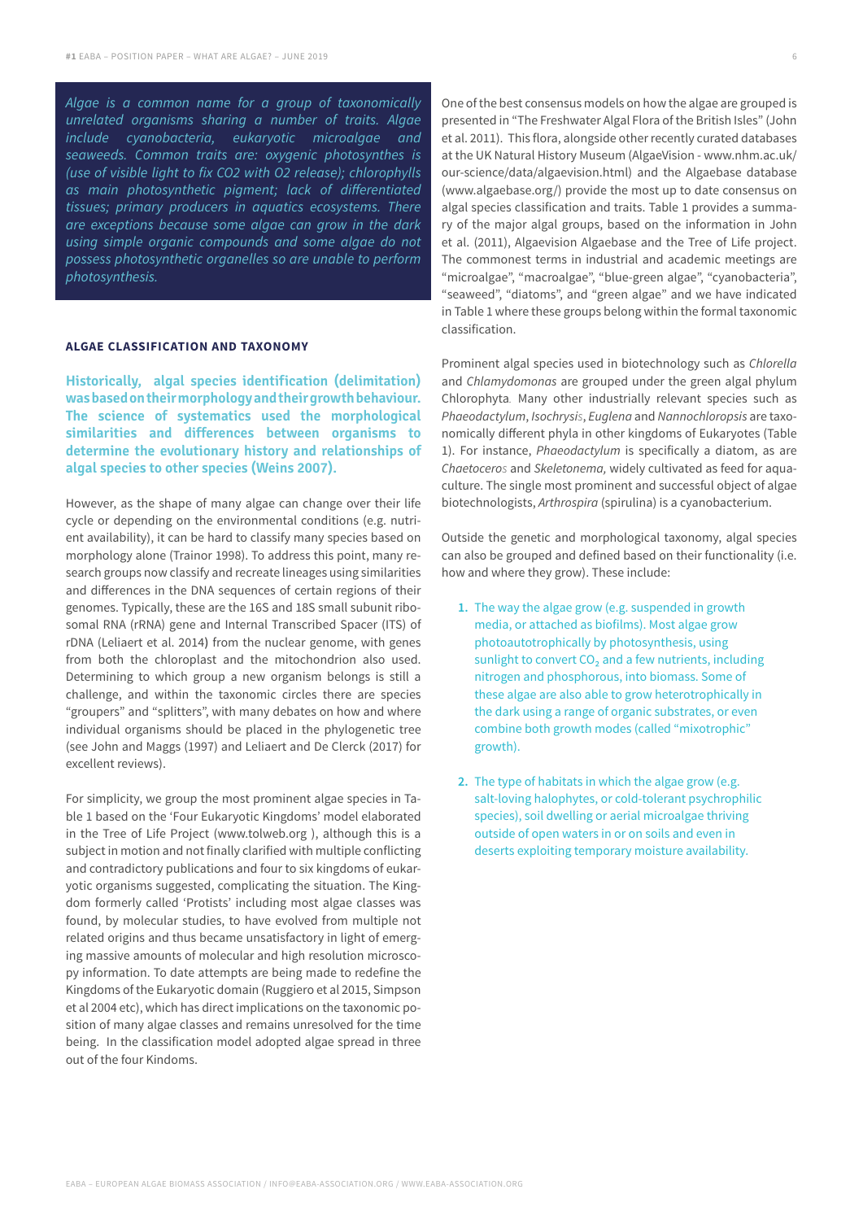*Algae is a common name for a group of taxonomically unrelated organisms sharing a number of traits. Algae include cyanobacteria, eukaryotic microalgae and seaweeds. Common traits are: oxygenic photosynthes is (use of visible light to fix CO2 with O2 release); chlorophylls as main photosynthetic pigment; lack of differentiated tissues; primary producers in aquatics ecosystems. There are exceptions because some algae can grow in the dark using simple organic compounds and some algae do not possess photosynthetic organelles so are unable to perform photosynthesis.*

## ALGAE CLASSIFICATION AND TAXONOMY

**Historically, algal species identification (delimitation) was based on their morphology and their growth behaviour. The science of systematics used the morphological similarities and differences between organisms to determine the evolutionary history and relationships of algal species to other species (Weins 2007).**

However, as the shape of many algae can change over their life cycle or depending on the environmental conditions (e.g. nutrient availability), it can be hard to classify many species based on morphology alone (Trainor 1998). To address this point, many research groups now classify and recreate lineages using similarities and differences in the DNA sequences of certain regions of their genomes. Typically, these are the 16S and 18S small subunit ribosomal RNA (rRNA) gene and Internal Transcribed Spacer (ITS) of rDNA (Leliaert et al. 2014) from the nuclear genome, with genes from both the chloroplast and the mitochondrion also used. Determining to which group a new organism belongs is still a challenge, and within the taxonomic circles there are species "groupers" and "splitters", with many debates on how and where individual organisms should be placed in the phylogenetic tree (see John and Maggs (1997) and Leliaert and De Clerck (2017) for excellent reviews).

For simplicity, we group the most prominent algae species in Table 1 based on the 'Four Eukaryotic Kingdoms' model elaborated in the Tree of Life Project (www.tolweb.org ), although this is a subject in motion and not finally clarified with multiple conflicting and contradictory publications and four to six kingdoms of eukaryotic organisms suggested, complicating the situation. The Kingdom formerly called 'Protists' including most algae classes was found, by molecular studies, to have evolved from multiple not related origins and thus became unsatisfactory in light of emerging massive amounts of molecular and high resolution microscopy information. To date attempts are being made to redefine the Kingdoms of the Eukaryotic domain (Ruggiero et al 2015, Simpson et al 2004 etc), which has direct implications on the taxonomic position of many algae classes and remains unresolved for the time being. In the classification model adopted algae spread in three out of the four Kindoms.

One of the best consensus models on how the algae are grouped is presented in "The Freshwater Algal Flora of the British Isles" (John et al. 2011). This flora, alongside other recently curated databases at the UK Natural History Museum (AlgaeVision - www.nhm.ac.uk/our-science/data/algaevision.html) and the Algaebase database (www.algaebase.org/) provide the most up to date consensus on algal species classification and traits. Table 1 provides a summary of the major algal groups, based on the information in John et al. (2011), Algaevision Algaebase and the Tree of Life project. The commonest terms in industrial and academic meetings are "microalgae", "macroalgae", "blue-green algae", "cyanobacteria", "seaweed", "diatoms", and "green algae" and we have indicated in Table 1 where these groups belong within the formal taxonomic classification.

Prominent algal species used in biotechnology such as *Chlorella* and *Chlamydomonas* are grouped under the green algal phylum Chlorophyta. Many other industrially relevant species such as *Phaeodactylum*, *Isochrysis*, *Euglena* and *Nannochloropsis* are taxonomically different phyla in other kingdoms of Eukaryotes (Table 1). For instance, *Phaeodactylum* is specifically a diatom, as are *Chaetoceros* and *Skeletonema*, widely cultivated as feed for aquaculture. The single most prominent and successful object of algae biotechnologists, *Arthrospira* (spirulina) is a cyanobacterium.

Outside the genetic and morphological taxonomy, algal species can also be grouped and defined based on their functionality (i.e. how and where they grow). These include:

1. The way the algae grow (e.g. suspended in growth media, or attached as biofilms). Most algae grow photoautotrophically by photosynthesis, using sunlight to convert $CO_2$ and a few nutrients, including nitrogen and phosphorous, into biomass. Some of these algae are also able to grow heterotrophically in the dark using a range of organic substrates, or even combine both growth modes (called "mixotrophic" growth).
2. The type of habitats in which the algae grow (e.g. salt-loving halophytes, or cold-tolerant psychrophilic species), soil dwelling or aerial microalgae thriving outside of open waters in or on soils and even in deserts exploiting temporary moisture availability.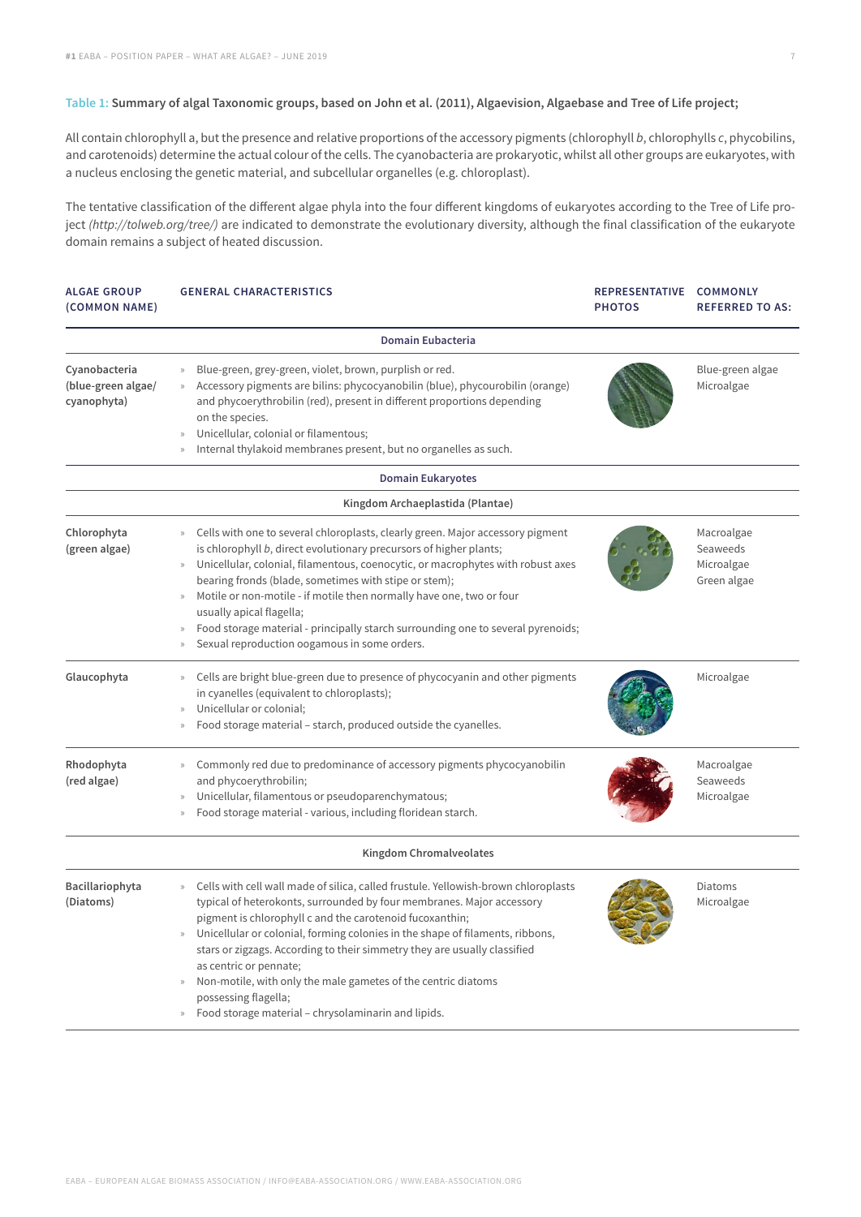**Table 1: Summary of algal Taxonomic groups, based on John et al. (2011), Algaevision, Algaebase and Tree of Life project;**

All contain chlorophyll a, but the presence and relative proportions of the accessory pigments (chlorophyll *b*, chlorophylls *c*, phycobilins, and carotenoids) determine the actual colour of the cells. The cyanobacteria are prokaryotic, whilst all other groups are eukaryotes, with a nucleus enclosing the genetic material, and subcellular organelles (e.g. chloroplast).

The tentative classification of the different algae phyla into the four different kingdoms of eukaryotes according to the Tree of Life project *(http://tolweb.org/tree/)* are indicated to demonstrate the evolutionary diversity, although the final classification of the eukaryote domain remains a subject of heated discussion.

| ALGAE GROUP (COMMON NAME) | GENERAL CHARACTERISTICS | REPRESENTATIVE PHOTOS | COMMONLY REFERRED TO AS: |
|---|---|---|---|
| **Domain Eubacteria** | | | |
| **Cyanobacteria (blue-green algae/ cyanophyta)** | » Blue-green, grey-green, violet, brown, purplish or red.<br>» Accessory pigments are bilins: phycocyanobilin (blue), phycourobilin (orange) and phycoerythrobilin (red), present in different proportions depending on the species.<br>» Unicellular, colonial or filamentous;<br>» Internal thylakoid membranes present, but no organelles as such. | | Blue-green algae<br>Microalgae |
| **Domain Eukaryotes** | | | |
| **Kingdom Archaeplastida (Plantae)** | | | |
| **Chlorophyta (green algae)** | » Cells with one to several chloroplasts, clearly green. Major accessory pigment is chlorophyll *b*, direct evolutionary precursors of higher plants;<br>» Unicellular, colonial, filamentous, coenocytic, or macrophytes with robust axes bearing fronds (blade, sometimes with stipe or stem);<br>» Motile or non-motile - if motile then normally have one, two or four usually apical flagella;<br>» Food storage material - principally starch surrounding one to several pyrenoids;<br>» Sexual reproduction oogamous in some orders. | | Macroalgae<br>Seaweeds<br>Microalgae<br>Green algae |
| **Glaucophyta** | » Cells are bright blue-green due to presence of phycocyanin and other pigments in cyanelles (equivalent to chloroplasts);<br>» Unicellular or colonial;<br>» Food storage material – starch, produced outside the cyanelles. | | Microalgae |
| **Rhodophyta (red algae)** | » Commonly red due to predominance of accessory pigments phycocyanobilin and phycoerythrobilin;<br>» Unicellular, filamentous or pseudoparenchymatous;<br>» Food storage material - various, including floridean starch. | | Macroalgae<br>Seaweeds<br>Microalgae |
| **Kingdom Chromalveolates** | | | |
| **Bacillariophyta (Diatoms)** | » Cells with cell wall made of silica, called frustule. Yellowish-brown chloroplasts typical of heterokonts, surrounded by four membranes. Major accessory pigment is chlorophyll c and the carotenoid fucoxanthin;<br>» Unicellular or colonial, forming colonies in the shape of filaments, ribbons, stars or zigzags. According to their simmetry they are usually classified as centric or pennate;<br>» Non-motile, with only the male gametes of the centric diatoms possessing flagella;<br>» Food storage material – chrysolaminarin and lipids. | | Diatoms<br>Microalgae |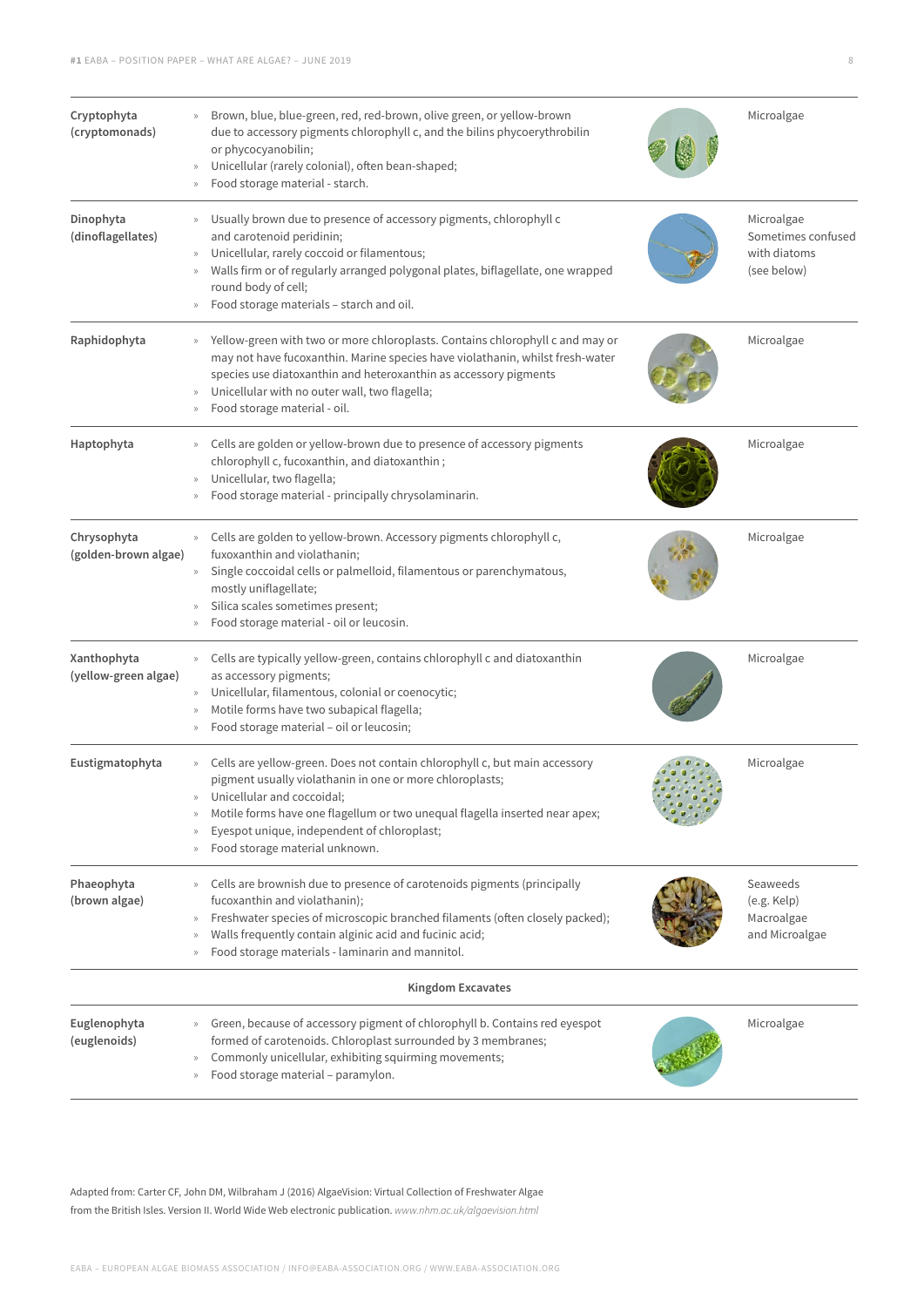| | | |
|---|---|---|
| **Cryptophyta (cryptomonads)** | » Brown, blue, blue-green, red, red-brown, olive green, or yellow-brown due to accessory pigments chlorophyll c, and the bilins phycoerythrobilin or phycocyanobilin;<br>» Unicellular (rarely colonial), often bean-shaped;<br>» Food storage material - starch. | Microalgae |
| **Dinophyta (dinoflagellates)** | » Usually brown due to presence of accessory pigments, chlorophyll c and carotenoid peridinin;<br>» Unicellular, rarely coccoid or filamentous;<br>» Walls firm or of regularly arranged polygonal plates, biflagellate, one wrapped round body of cell;<br>» Food storage materials – starch and oil. | Microalgae Sometimes confused with diatoms (see below) |
| **Raphidophyta** | » Yellow-green with two or more chloroplasts. Contains chlorophyll c and may or may not have fucoxanthin. Marine species have violathanin, whilst fresh-water species use diatoxanthin and heteroxanthin as accessory pigments<br>» Unicellular with no outer wall, two flagella;<br>» Food storage material - oil. | Microalgae |
| **Haptophyta** | » Cells are golden or yellow-brown due to presence of accessory pigments chlorophyll c, fucoxanthin, and diatoxanthin ;<br>» Unicellular, two flagella;<br>» Food storage material - principally chrysolaminarin. | Microalgae |
| **Chrysophyta (golden-brown algae)** | » Cells are golden to yellow-brown. Accessory pigments chlorophyll c, fuxoxanthin and violathanin;<br>» Single coccoidal cells or palmelloid, filamentous or parenchymatous, mostly uniflagellate;<br>» Silica scales sometimes present;<br>» Food storage material - oil or leucosin. | Microalgae |
| **Xanthophyta (yellow-green algae)** | » Cells are typically yellow-green, contains chlorophyll c and diatoxanthin as accessory pigments;<br>» Unicellular, filamentous, colonial or coenocytic;<br>» Motile forms have two subapical flagella;<br>» Food storage material – oil or leucosin; | Microalgae |
| **Eustigmatophyta** | » Cells are yellow-green. Does not contain chlorophyll c, but main accessory pigment usually violathanin in one or more chloroplasts;<br>» Unicellular and coccoidal;<br>» Motile forms have one flagellum or two unequal flagella inserted near apex;<br>» Eyespot unique, independent of chloroplast;<br>» Food storage material unknown. | Microalgae |
| **Phaeophyta (brown algae)** | » Cells are brownish due to presence of carotenoids pigments (principally fucoxanthin and violathanin);<br>» Freshwater species of microscopic branched filaments (often closely packed);<br>» Walls frequently contain alginic acid and fucinic acid;<br>» Food storage materials - laminarin and mannitol. | Seaweeds (e.g. Kelp) Macroalgae and Microalgae |
| | **Kingdom Excavates** | |
| **Euglenophyta (euglenoids)** | » Green, because of accessory pigment of chlorophyll b. Contains red eyespot formed of carotenoids. Chloroplast surrounded by 3 membranes;<br>» Commonly unicellular, exhibiting squirming movements;<br>» Food storage material – paramylon. | Microalgae |

Adapted from: Carter CF, John DM, Wilbraham J (2016) AlgaeVision: Virtual Collection of Freshwater Algae from the British Isles. Version II. World Wide Web electronic publication. *www.nhm.ac.uk/algaevision.html*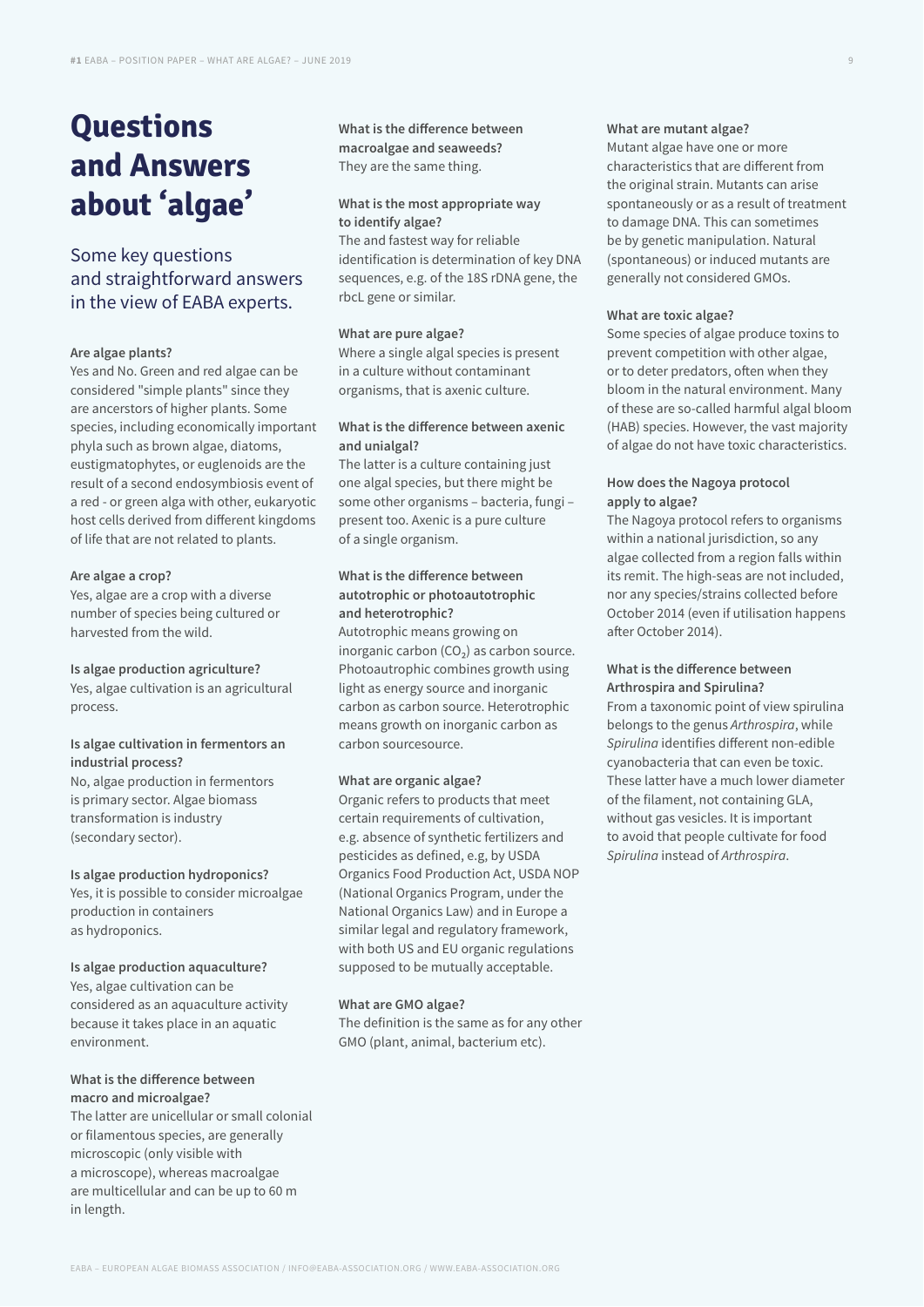# Questions and Answers about 'algae'

## Some key questions and straightforward answers in the view of EABA experts.

**Are algae plants?**
Yes and No. Green and red algae can be considered "simple plants" since they are ancerstors of higher plants. Some species, including economically important phyla such as brown algae, diatoms, eustigmatophytes, or euglenoids are the result of a second endosymbiosis event of a red - or green alga with other, eukaryotic host cells derived from different kingdoms of life that are not related to plants.

**Are algae a crop?**
Yes, algae are a crop with a diverse number of species being cultured or harvested from the wild.

**Is algae production agriculture?**
Yes, algae cultivation is an agricultural process.

**Is algae cultivation in fermentors an industrial process?**
No, algae production in fermentors is primary sector. Algae biomass transformation is industry (secondary sector).

**Is algae production hydroponics?**
Yes, it is possible to consider microalgae production in containers as hydroponics.

**Is algae production aquaculture?**
Yes, algae cultivation can be considered as an aquaculture activity because it takes place in an aquatic environment.

**What is the difference between macro and microalgae?**
The latter are unicellular or small colonial or filamentous species, are generally microscopic (only visible with a microscope), whereas macroalgae are multicellular and can be up to 60 m in length.

**What is the difference between macroalgae and seaweeds?**
They are the same thing.

**What is the most appropriate way to identify algae?**
The and fastest way for reliable identification is determination of key DNA sequences, e.g. of the 18S rDNA gene, the rbcL gene or similar.

**What are pure algae?**
Where a single algal species is present in a culture without contaminant organisms, that is axenic culture.

**What is the difference between axenic and unialgal?**
The latter is a culture containing just one algal species, but there might be some other organisms – bacteria, fungi – present too. Axenic is a pure culture of a single organism.

**What is the difference between autotrophic or photoautotrophic and heterotrophic?**
Autotrophic means growing on inorganic carbon ($CO_2$) as carbon source. Photoautrophic combines growth using light as energy source and inorganic carbon as carbon source. Heterotrophic means growth on inorganic carbon as carbon sourcesource.

**What are organic algae?**
Organic refers to products that meet certain requirements of cultivation, e.g. absence of synthetic fertilizers and pesticides as defined, e.g, by USDA Organics Food Production Act, USDA NOP (National Organics Program, under the National Organics Law) and in Europe a similar legal and regulatory framework, with both US and EU organic regulations supposed to be mutually acceptable.

**What are GMO algae?**
The definition is the same as for any other GMO (plant, animal, bacterium etc).

**What are mutant algae?**
Mutant algae have one or more characteristics that are different from the original strain. Mutants can arise spontaneously or as a result of treatment to damage DNA. This can sometimes be by genetic manipulation. Natural (spontaneous) or induced mutants are generally not considered GMOs.

**What are toxic algae?**
Some species of algae produce toxins to prevent competition with other algae, or to deter predators, often when they bloom in the natural environment. Many of these are so-called harmful algal bloom (HAB) species. However, the vast majority of algae do not have toxic characteristics.

**How does the Nagoya protocol apply to algae?**
The Nagoya protocol refers to organisms within a national jurisdiction, so any algae collected from a region falls within its remit. The high-seas are not included, nor any species/strains collected before October 2014 (even if utilisation happens after October 2014).

**What is the difference between Arthrospira and Spirulina?**
From a taxonomic point of view spirulina belongs to the genus *Arthrospira*, while *Spirulina* identifies different non-edible cyanobacteria that can even be toxic. These latter have a much lower diameter of the filament, not containing GLA, without gas vesicles. It is important to avoid that people cultivate for food *Spirulina* instead of *Arthrospira*.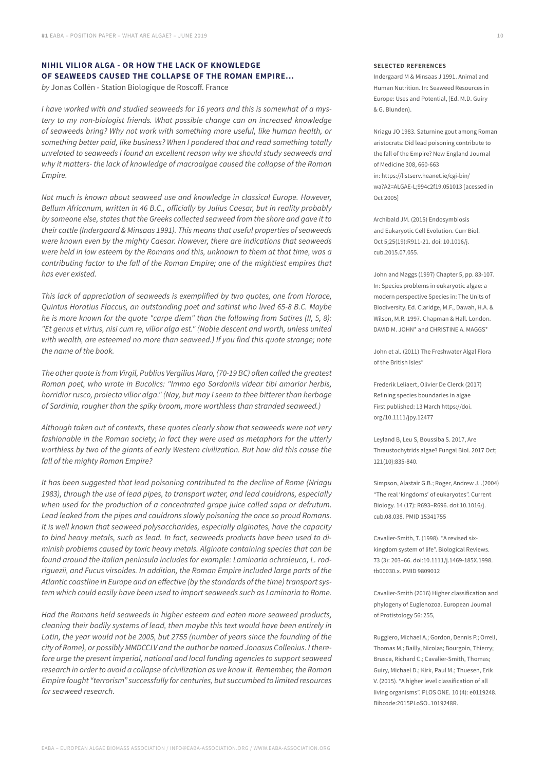## NIHIL VILIOR ALGA - OR HOW THE LACK OF KNOWLEDGE OF SEAWEEDS CAUSED THE COLLAPSE OF THE ROMAN EMPIRE...

*by* Jonas Collén - Station Biologique de Roscoff. France

*I have worked with and studied seaweeds for 16 years and this is somewhat of a mystery to my non-biologist friends. What possible change can an increased knowledge of seaweeds bring? Why not work with something more useful, like human health, or something better paid, like business? When I pondered that and read something totally unrelated to seaweeds I found an excellent reason why we should study seaweeds and why it matters- the lack of knowledge of macroalgae caused the collapse of the Roman Empire.*

*Not much is known about seaweed use and knowledge in classical Europe. However, Bellum Africanum, written in 46 B.C., officially by Julius Caesar, but in reality probably by someone else, states that the Greeks collected seaweed from the shore and gave it to their cattle (Indergaard & Minsaas 1991). This means that useful properties of seaweeds were known even by the mighty Caesar. However, there are indications that seaweeds were held in low esteem by the Romans and this, unknown to them at that time, was a contributing factor to the fall of the Roman Empire; one of the mightiest empires that has ever existed.*

*This lack of appreciation of seaweeds is exemplified by two quotes, one from Horace, Quintus Horatius Flaccus, an outstanding poet and satirist who lived 65-8 B.C. Maybe he is more known for the quote "carpe diem" than the following from Satires (II, 5, 8): "Et genus et virtus, nisi cum re, vilior alga est." (Noble descent and worth, unless united with wealth, are esteemed no more than seaweed.) If you find this quote strange; note the name of the book.*

*The other quote is from Virgil, Publius Vergilius Maro, (70-19 BC) often called the greatest Roman poet, who wrote in Bucolics: "Immo ego Sardoniis videar tibi amarior herbis, horridior rusco, proiecta vilior alga." (Nay, but may I seem to thee bitterer than herbage of Sardinia, rougher than the spiky broom, more worthless than stranded seaweed.)*

*Although taken out of contexts, these quotes clearly show that seaweeds were not very fashionable in the Roman society; in fact they were used as metaphors for the utterly worthless by two of the giants of early Western civilization. But how did this cause the fall of the mighty Roman Empire?*

*It has been suggested that lead poisoning contributed to the decline of Rome (Nriagu 1983), through the use of lead pipes, to transport water, and lead cauldrons, especially when used for the production of a concentrated grape juice called sapa or defrutum. Lead leaked from the pipes and cauldrons slowly poisoning the once so proud Romans. It is well known that seaweed polysaccharides, especially alginates, have the capacity to bind heavy metals, such as lead. In fact, seaweeds products have been used to diminish problems caused by toxic heavy metals. Alginate containing species that can be found around the Italian peninsula includes for example: Laminaria ochroleuca, L. rodriguezii, and Fucus virsoides. In addition, the Roman Empire included large parts of the Atlantic coastline in Europe and an effective (by the standards of the time) transport system which could easily have been used to import seaweeds such as Laminaria to Rome.*

*Had the Romans held seaweeds in higher esteem and eaten more seaweed products, cleaning their bodily systems of lead, then maybe this text would have been entirely in Latin, the year would not be 2005, but 2755 (number of years since the founding of the city of Rome), or possibly MMDCCLV and the author be named Jonasus Collenius. I therefore urge the present imperial, national and local funding agencies to support seaweed research in order to avoid a collapse of civilization as we know it. Remember, the Roman Empire fought "terrorism" successfully for centuries, but succumbed to limited resources for seaweed research.*

#### SELECTED REFERENCES

Indergaard M & Minsaas J 1991. Animal and Human Nutrition. In: Seaweed Resources in Europe: Uses and Potential, (Ed. M.D. Guiry & G. Blunden).

Nriagu JO 1983. Saturnine gout among Roman aristocrats: Did lead poisoning contribute to the fall of the Empire? New England Journal of Medicine 308, 660-663 in: https://listserv.heanet.ie/cgi-bin/wa?A2=ALGAE-L;994c2f19.051013 [acessed in Oct 2005]

Archibald JM. (2015) Endosymbiosis and Eukaryotic Cell Evolution. Curr Biol. Oct 5;25(19):R911-21. doi: 10.1016/j.cub.2015.07.055.

John and Maggs (1997) Chapter 5, pp. 83-107. In: Species problems in eukaryotic algae: a modern perspective Species in: The Units of Biodiversity. Ed. Claridge, M.F., Dawah, H.A. & Wilson, M.R. 1997. Chapman & Hall. London. DAVID M. JOHN* and CHRISTINE A. MAGGS*

John et al. (2011) The Freshwater Algal Flora of the British Isles"

Frederik Leliaert, Olivier De Clerck (2017) Refining species boundaries in algae First published: 13 March https://doi.org/10.1111/jpy.12477

Leyland B, Leu S, Boussiba S. 2017, Are Thraustochytrids algae? Fungal Biol. 2017 Oct; 121(10):835-840.

Simpson, Alastair G.B.; Roger, Andrew J. .(2004) "The real 'kingdoms' of eukaryotes". Current Biology. 14 (17): R693–R696. doi:10.1016/j.cub.08.038. PMID 15341755

Cavalier-Smith, T. (1998). "A revised six-kingdom system of life". Biological Reviews. 73 (3): 203–66. doi:10.1111/j.1469-185X.1998.tb00030.x. PMID 9809012

Cavalier-Smith (2016) Higher classification and phylogeny of Euglenozoa. European Journal of Protistology 56: 255,

Ruggiero, Michael A.; Gordon, Dennis P.; Orrell, Thomas M.; Bailly, Nicolas; Bourgoin, Thierry; Brusca, Richard C.; Cavalier-Smith, Thomas; Guiry, Michael D.; Kirk, Paul M.; Thuesen, Erik V. (2015). "A higher level classification of all living organisms". PLOS ONE. 10 (4): e0119248. Bibcode:2015PLoSO..1019248R.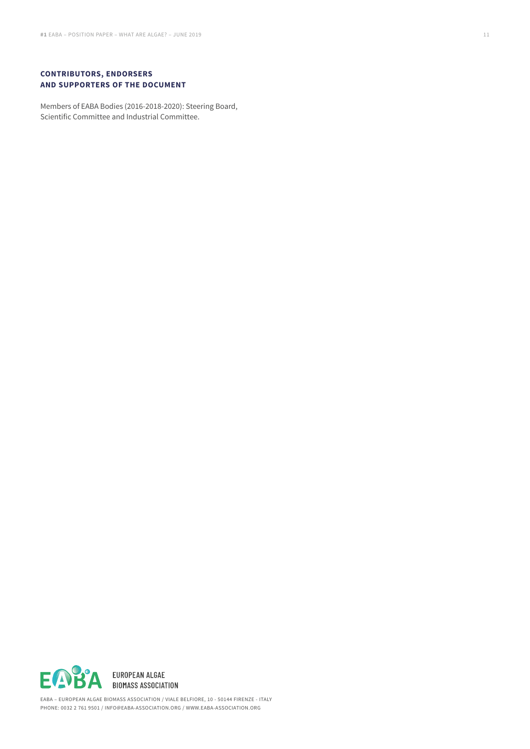## CONTRIBUTORS, ENDORSERS AND SUPPORTERS OF THE DOCUMENT

Members of EABA Bodies (2016-2018-2020): Steering Board, Scientific Committee and Industrial Committee.

EUROPEAN ALGAE BIOMASS ASSOCIATION

EABA – EUROPEAN ALGAE BIOMASS ASSOCIATION / VIALE BELFIORE, 10 - 50144 FIRENZE - ITALY
PHONE: 0032 2 761 9501 / INFO@EABA-ASSOCIATION.ORG / WWW.EABA-ASSOCIATION.ORG